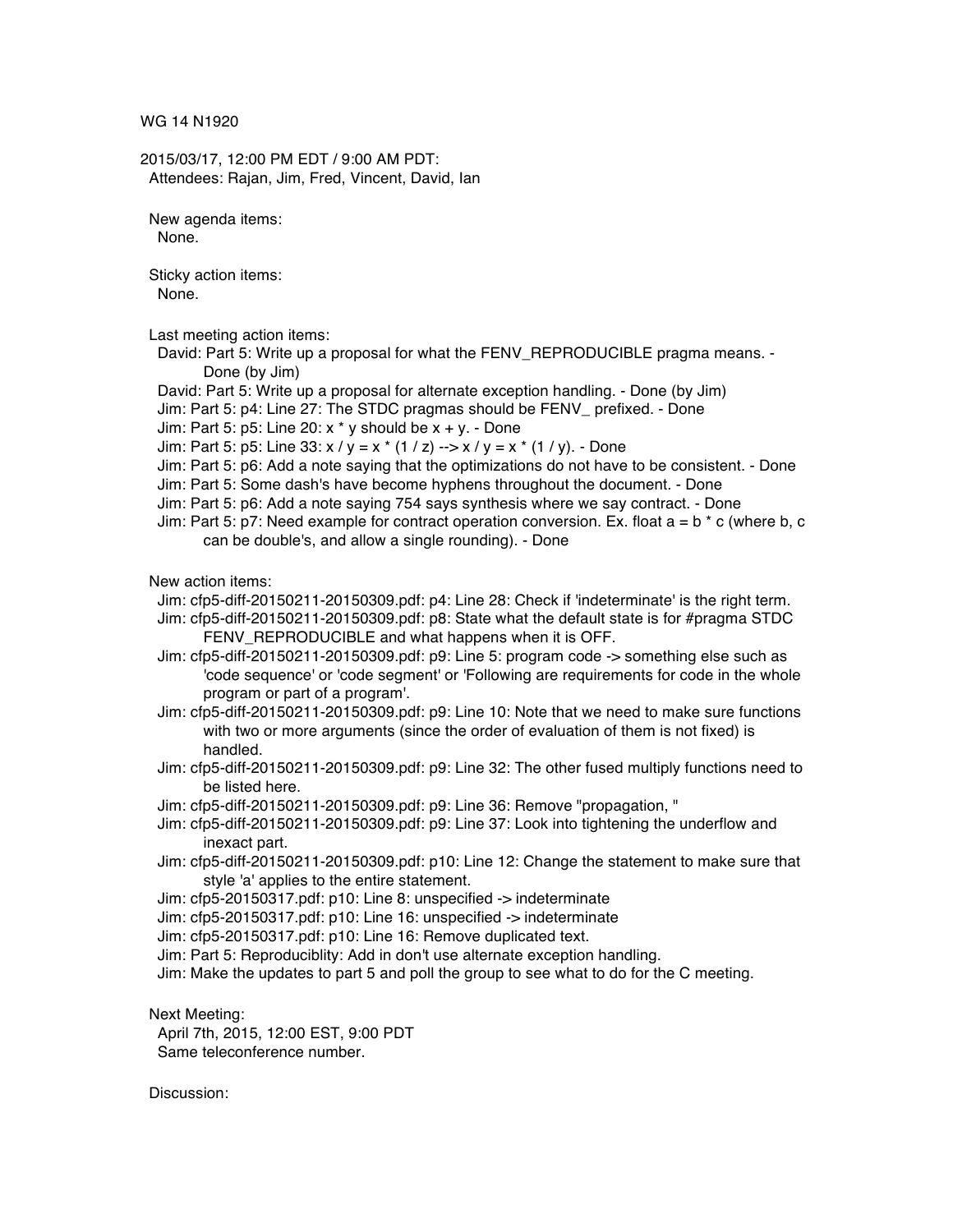WG 14 N1920

2015/03/17, 12:00 PM EDT / 9:00 AM PDT:

Attendees: Rajan, Jim, Fred, Vincent, David, Ian

New agenda items:

None.

Sticky action items:

None.

Last meeting action items:

- David: Part 5: Write up a proposal for what the FENV_REPRODUCIBLE pragma means. - Done (by Jim)
- David: Part 5: Write up a proposal for alternate exception handling. - Done (by Jim)
- Jim: Part 5: p4: Line 27: The STDC pragmas should be FENV_ prefixed. - Done
- Jim: Part 5: p5: Line 20: x * y should be x + y. - Done
- Jim: Part 5: p5: Line 33: x / y = x * (1 / z) --> x / y = x * (1 / y). - Done
- Jim: Part 5: p6: Add a note saying that the optimizations do not have to be consistent. - Done
- Jim: Part 5: Some dash's have become hyphens throughout the document. - Done
- Jim: Part 5: p6: Add a note saying 754 says synthesis where we say contract. - Done
- Jim: Part 5: p7: Need example for contract operation conversion. Ex. float a = b * c (where b, c can be double's, and allow a single rounding). - Done

New action items:

- Jim: cfp5-diff-20150211-20150309.pdf: p4: Line 28: Check if 'indeterminate' is the right term.
- Jim: cfp5-diff-20150211-20150309.pdf: p8: State what the default state is for #pragma STDC FENV_REPRODUCIBLE and what happens when it is OFF.
- Jim: cfp5-diff-20150211-20150309.pdf: p9: Line 5: program code -> something else such as 'code sequence' or 'code segment' or 'Following are requirements for code in the whole program or part of a program'.
- Jim: cfp5-diff-20150211-20150309.pdf: p9: Line 10: Note that we need to make sure functions with two or more arguments (since the order of evaluation of them is not fixed) is handled.
- Jim: cfp5-diff-20150211-20150309.pdf: p9: Line 32: The other fused multiply functions need to be listed here.
- Jim: cfp5-diff-20150211-20150309.pdf: p9: Line 36: Remove "propagation, "
- Jim: cfp5-diff-20150211-20150309.pdf: p9: Line 37: Look into tightening the underflow and inexact part.
- Jim: cfp5-diff-20150211-20150309.pdf: p10: Line 12: Change the statement to make sure that style 'a' applies to the entire statement.
- Jim: cfp5-20150317.pdf: p10: Line 8: unspecified -> indeterminate
- Jim: cfp5-20150317.pdf: p10: Line 16: unspecified -> indeterminate
- Jim: cfp5-20150317.pdf: p10: Line 16: Remove duplicated text.
- Jim: Part 5: Reproduciblity: Add in don't use alternate exception handling.
- Jim: Make the updates to part 5 and poll the group to see what to do for the C meeting.

Next Meeting:

April 7th, 2015, 12:00 EST, 9:00 PDT

Same teleconference number.

Discussion: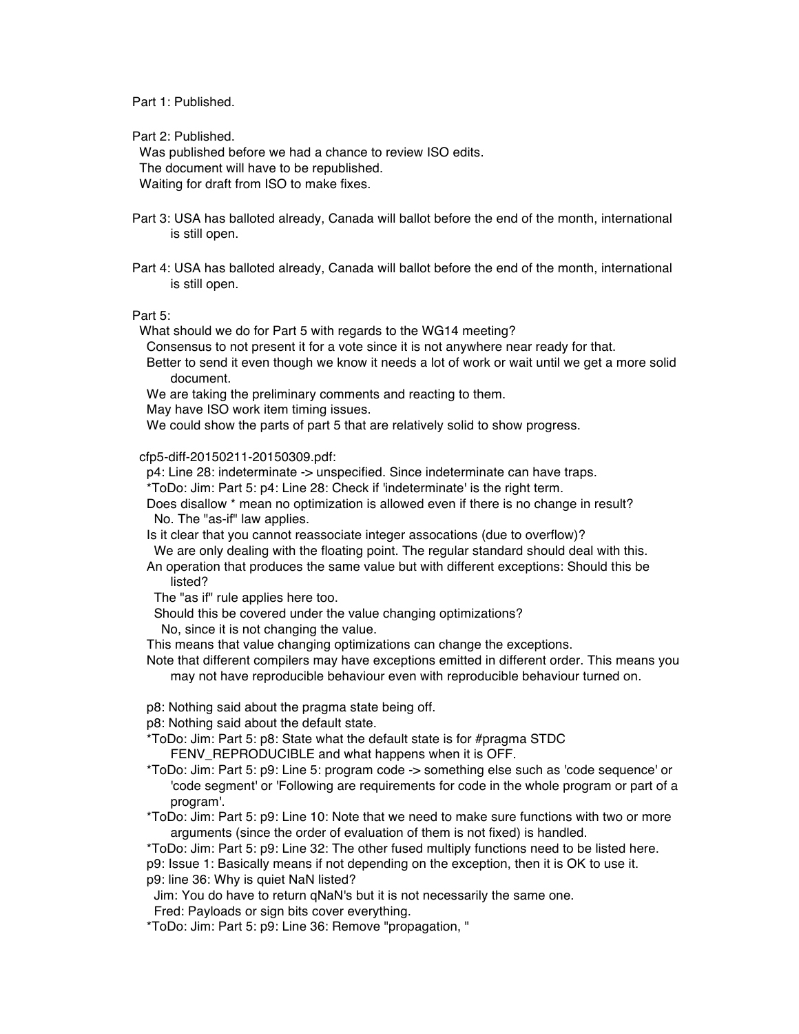Part 1: Published.

Part 2: Published.
  Was published before we had a chance to review ISO edits.
  The document will have to be republished.
  Waiting for draft from ISO to make fixes.

Part 3: USA has balloted already, Canada will ballot before the end of the month, international is still open.

Part 4: USA has balloted already, Canada will ballot before the end of the month, international is still open.

Part 5:
  What should we do for Part 5 with regards to the WG14 meeting?
    Consensus to not present it for a vote since it is not anywhere near ready for that.
    Better to send it even though we know it needs a lot of work or wait until we get a more solid document.
    We are taking the preliminary comments and reacting to them.
    May have ISO work item timing issues.
    We could show the parts of part 5 that are relatively solid to show progress.

  cfp5-diff-20150211-20150309.pdf:
    p4: Line 28: indeterminate -> unspecified. Since indeterminate can have traps.
    *ToDo: Jim: Part 5: p4: Line 28: Check if 'indeterminate' is the right term.
    Does disallow * mean no optimization is allowed even if there is no change in result?
      No. The "as-if" law applies.
    Is it clear that you cannot reassociate integer assocations (due to overflow)?
      We are only dealing with the floating point. The regular standard should deal with this.
    An operation that produces the same value but with different exceptions: Should this be listed?
      The "as if" rule applies here too.
      Should this be covered under the value changing optimizations?
        No, since it is not changing the value.
    This means that value changing optimizations can change the exceptions.
    Note that different compilers may have exceptions emitted in different order. This means you may not have reproducible behaviour even with reproducible behaviour turned on.

    p8: Nothing said about the pragma state being off.
    p8: Nothing said about the default state.
    *ToDo: Jim: Part 5: p8: State what the default state is for #pragma STDC FENV_REPRODUCIBLE and what happens when it is OFF.
    *ToDo: Jim: Part 5: p9: Line 5: program code -> something else such as 'code sequence' or 'code segment' or 'Following are requirements for code in the whole program or part of a program'.
    *ToDo: Jim: Part 5: p9: Line 10: Note that we need to make sure functions with two or more arguments (since the order of evaluation of them is not fixed) is handled.
    *ToDo: Jim: Part 5: p9: Line 32: The other fused multiply functions need to be listed here.
    p9: Issue 1: Basically means if not depending on the exception, then it is OK to use it.
    p9: line 36: Why is quiet NaN listed?
      Jim: You do have to return qNaN's but it is not necessarily the same one.
      Fred: Payloads or sign bits cover everything.
    *ToDo: Jim: Part 5: p9: Line 36: Remove "propagation, "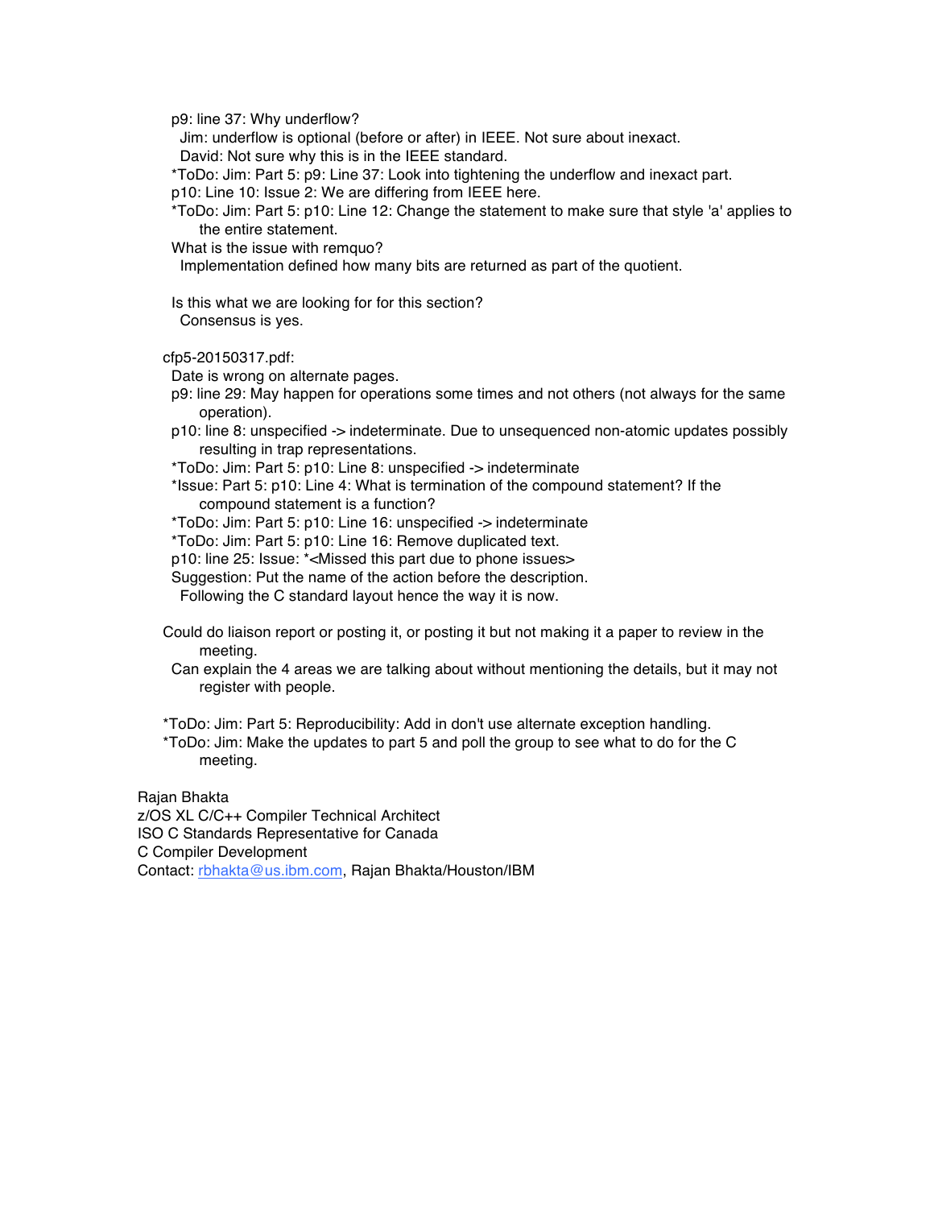p9: line 37: Why underflow?
  Jim: underflow is optional (before or after) in IEEE. Not sure about inexact.
  David: Not sure why this is in the IEEE standard.
*ToDo: Jim: Part 5: p9: Line 37: Look into tightening the underflow and inexact part.
p10: Line 10: Issue 2: We are differing from IEEE here.
*ToDo: Jim: Part 5: p10: Line 12: Change the statement to make sure that style 'a' applies to the entire statement.
What is the issue with remquo?
  Implementation defined how many bits are returned as part of the quotient.

Is this what we are looking for for this section?
  Consensus is yes.

cfp5-20150317.pdf:
  Date is wrong on alternate pages.
  p9: line 29: May happen for operations some times and not others (not always for the same operation).
  p10: line 8: unspecified -> indeterminate. Due to unsequenced non-atomic updates possibly resulting in trap representations.
  *ToDo: Jim: Part 5: p10: Line 8: unspecified -> indeterminate
  *Issue: Part 5: p10: Line 4: What is termination of the compound statement? If the compound statement is a function?
  *ToDo: Jim: Part 5: p10: Line 16: unspecified -> indeterminate
  *ToDo: Jim: Part 5: p10: Line 16: Remove duplicated text.
  p10: line 25: Issue: *<Missed this part due to phone issues>
  Suggestion: Put the name of the action before the description.
    Following the C standard layout hence the way it is now.

Could do liaison report or posting it, or posting it but not making it a paper to review in the meeting.
  Can explain the 4 areas we are talking about without mentioning the details, but it may not register with people.

*ToDo: Jim: Part 5: Reproducibility: Add in don't use alternate exception handling.
*ToDo: Jim: Make the updates to part 5 and poll the group to see what to do for the C meeting.

Rajan Bhakta
z/OS XL C/C++ Compiler Technical Architect
ISO C Standards Representative for Canada
C Compiler Development
Contact: rbhakta@us.ibm.com, Rajan Bhakta/Houston/IBM